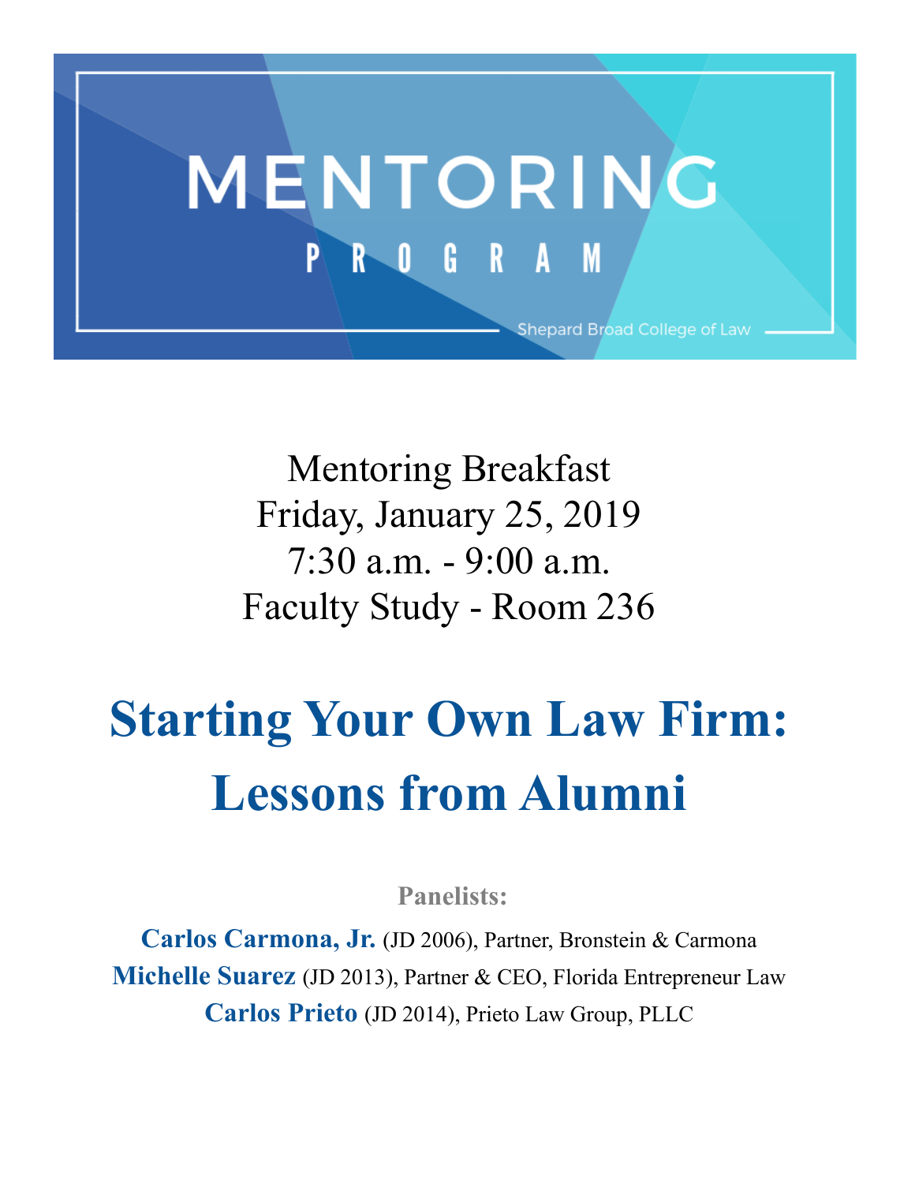# MENTORING PROGRAM

Shepard Broad College of Law

Mentoring Breakfast
Friday, January 25, 2019
7:30 a.m. - 9:00 a.m.
Faculty Study - Room 236

## Starting Your Own Law Firm: Lessons from Alumni

**Panelists:**

**Carlos Carmona, Jr.** (JD 2006), Partner, Bronstein & Carmona
**Michelle Suarez** (JD 2013), Partner & CEO, Florida Entrepreneur Law
**Carlos Prieto** (JD 2014), Prieto Law Group, PLLC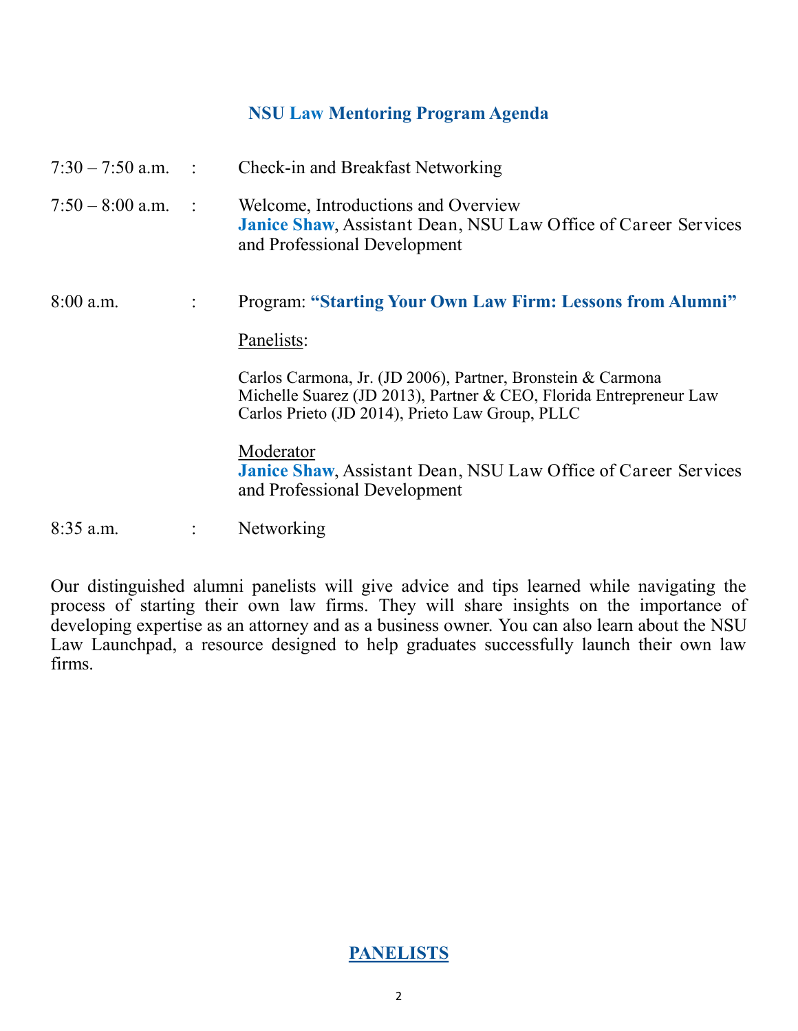## NSU Law Mentoring Program Agenda

| | | |
|---|---|---|
| 7:30 – 7:50 a.m. | : | Check-in and Breakfast Networking |
| 7:50 – 8:00 a.m. | : | Welcome, Introductions and Overview<br>**Janice Shaw**, Assistant Dean, NSU Law Office of Career Services and Professional Development |
| 8:00 a.m. | : | Program: **"Starting Your Own Law Firm: Lessons from Alumni"**<br><br><u>Panelists</u>:<br><br>Carlos Carmona, Jr. (JD 2006), Partner, Bronstein & Carmona<br>Michelle Suarez (JD 2013), Partner & CEO, Florida Entrepreneur Law<br>Carlos Prieto (JD 2014), Prieto Law Group, PLLC<br><br><u>Moderator</u><br>**Janice Shaw**, Assistant Dean, NSU Law Office of Career Services and Professional Development |
| 8:35 a.m. | : | Networking |

Our distinguished alumni panelists will give advice and tips learned while navigating the process of starting their own law firms. They will share insights on the importance of developing expertise as an attorney and as a business owner. You can also learn about the NSU Law Launchpad, a resource designed to help graduates successfully launch their own law firms.

## PANELISTS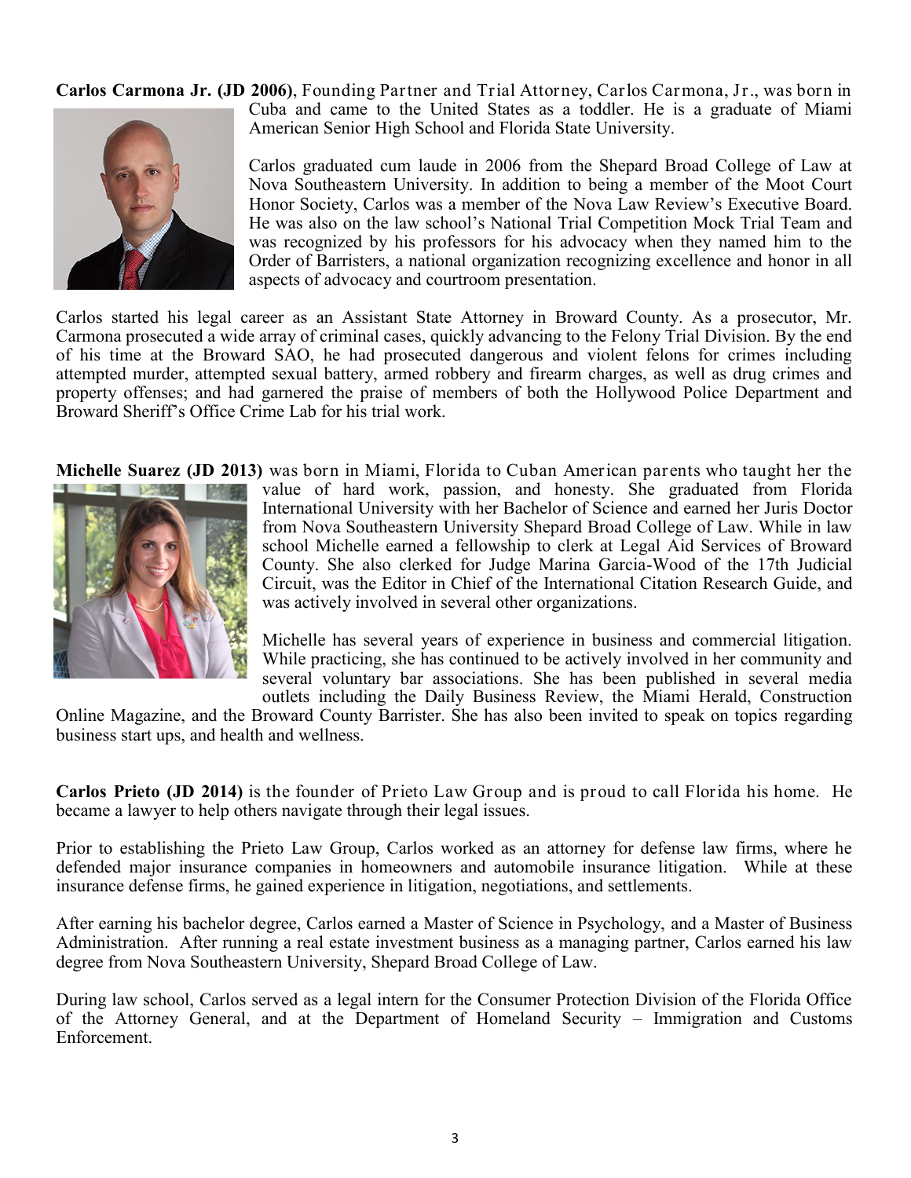**Carlos Carmona Jr. (JD 2006)**, Founding Partner and Trial Attorney, Carlos Carmona, Jr., was born in Cuba and came to the United States as a toddler. He is a graduate of Miami American Senior High School and Florida State University.

Carlos graduated cum laude in 2006 from the Shepard Broad College of Law at Nova Southeastern University. In addition to being a member of the Moot Court Honor Society, Carlos was a member of the Nova Law Review's Executive Board. He was also on the law school's National Trial Competition Mock Trial Team and was recognized by his professors for his advocacy when they named him to the Order of Barristers, a national organization recognizing excellence and honor in all aspects of advocacy and courtroom presentation.

Carlos started his legal career as an Assistant State Attorney in Broward County. As a prosecutor, Mr. Carmona prosecuted a wide array of criminal cases, quickly advancing to the Felony Trial Division. By the end of his time at the Broward SAO, he had prosecuted dangerous and violent felons for crimes including attempted murder, attempted sexual battery, armed robbery and firearm charges, as well as drug crimes and property offenses; and had garnered the praise of members of both the Hollywood Police Department and Broward Sheriff's Office Crime Lab for his trial work.

**Michelle Suarez (JD 2013)** was born in Miami, Florida to Cuban American parents who taught her the value of hard work, passion, and honesty. She graduated from Florida International University with her Bachelor of Science and earned her Juris Doctor from Nova Southeastern University Shepard Broad College of Law. While in law school Michelle earned a fellowship to clerk at Legal Aid Services of Broward County. She also clerked for Judge Marina Garcia-Wood of the 17th Judicial Circuit, was the Editor in Chief of the International Citation Research Guide, and was actively involved in several other organizations.

Michelle has several years of experience in business and commercial litigation. While practicing, she has continued to be actively involved in her community and several voluntary bar associations. She has been published in several media outlets including the Daily Business Review, the Miami Herald, Construction Online Magazine, and the Broward County Barrister. She has also been invited to speak on topics regarding business start ups, and health and wellness.

**Carlos Prieto (JD 2014)** is the founder of Prieto Law Group and is proud to call Florida his home. He became a lawyer to help others navigate through their legal issues.

Prior to establishing the Prieto Law Group, Carlos worked as an attorney for defense law firms, where he defended major insurance companies in homeowners and automobile insurance litigation. While at these insurance defense firms, he gained experience in litigation, negotiations, and settlements.

After earning his bachelor degree, Carlos earned a Master of Science in Psychology, and a Master of Business Administration. After running a real estate investment business as a managing partner, Carlos earned his law degree from Nova Southeastern University, Shepard Broad College of Law.

During law school, Carlos served as a legal intern for the Consumer Protection Division of the Florida Office of the Attorney General, and at the Department of Homeland Security – Immigration and Customs Enforcement.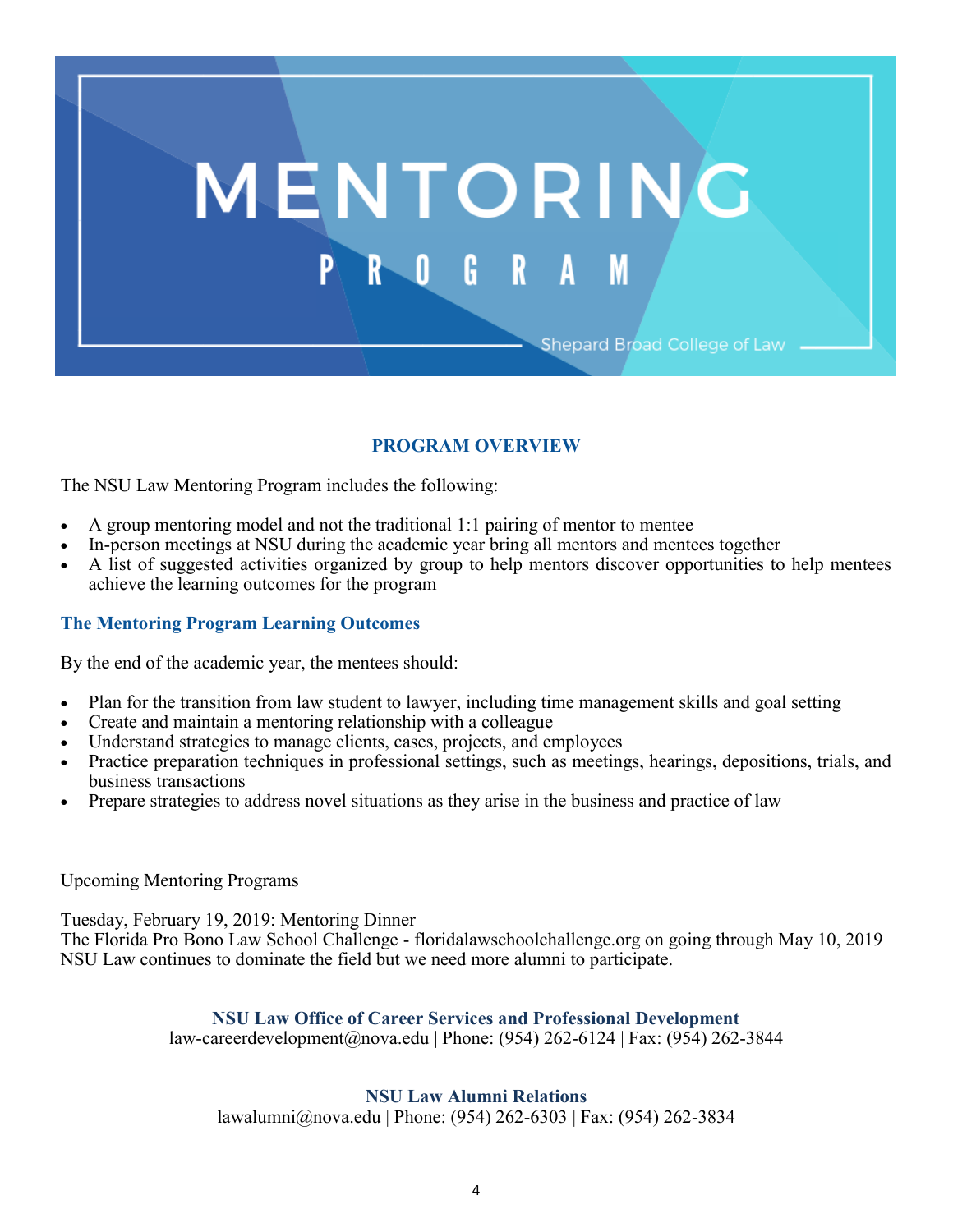# MENTORING PROGRAM

Shepard Broad College of Law

## PROGRAM OVERVIEW

The NSU Law Mentoring Program includes the following:

- A group mentoring model and not the traditional 1:1 pairing of mentor to mentee
- In-person meetings at NSU during the academic year bring all mentors and mentees together
- A list of suggested activities organized by group to help mentors discover opportunities to help mentees achieve the learning outcomes for the program

### The Mentoring Program Learning Outcomes

By the end of the academic year, the mentees should:

- Plan for the transition from law student to lawyer, including time management skills and goal setting
- Create and maintain a mentoring relationship with a colleague
- Understand strategies to manage clients, cases, projects, and employees
- Practice preparation techniques in professional settings, such as meetings, hearings, depositions, trials, and business transactions
- Prepare strategies to address novel situations as they arise in the business and practice of law

Upcoming Mentoring Programs

Tuesday, February 19, 2019: Mentoring Dinner
The Florida Pro Bono Law School Challenge - floridalawschoolchallenge.org on going through May 10, 2019
NSU Law continues to dominate the field but we need more alumni to participate.

**NSU Law Office of Career Services and Professional Development**
law-careerdevelopment@nova.edu | Phone: (954) 262-6124 | Fax: (954) 262-3844

**NSU Law Alumni Relations**
lawalumni@nova.edu | Phone: (954) 262-6303 | Fax: (954) 262-3834